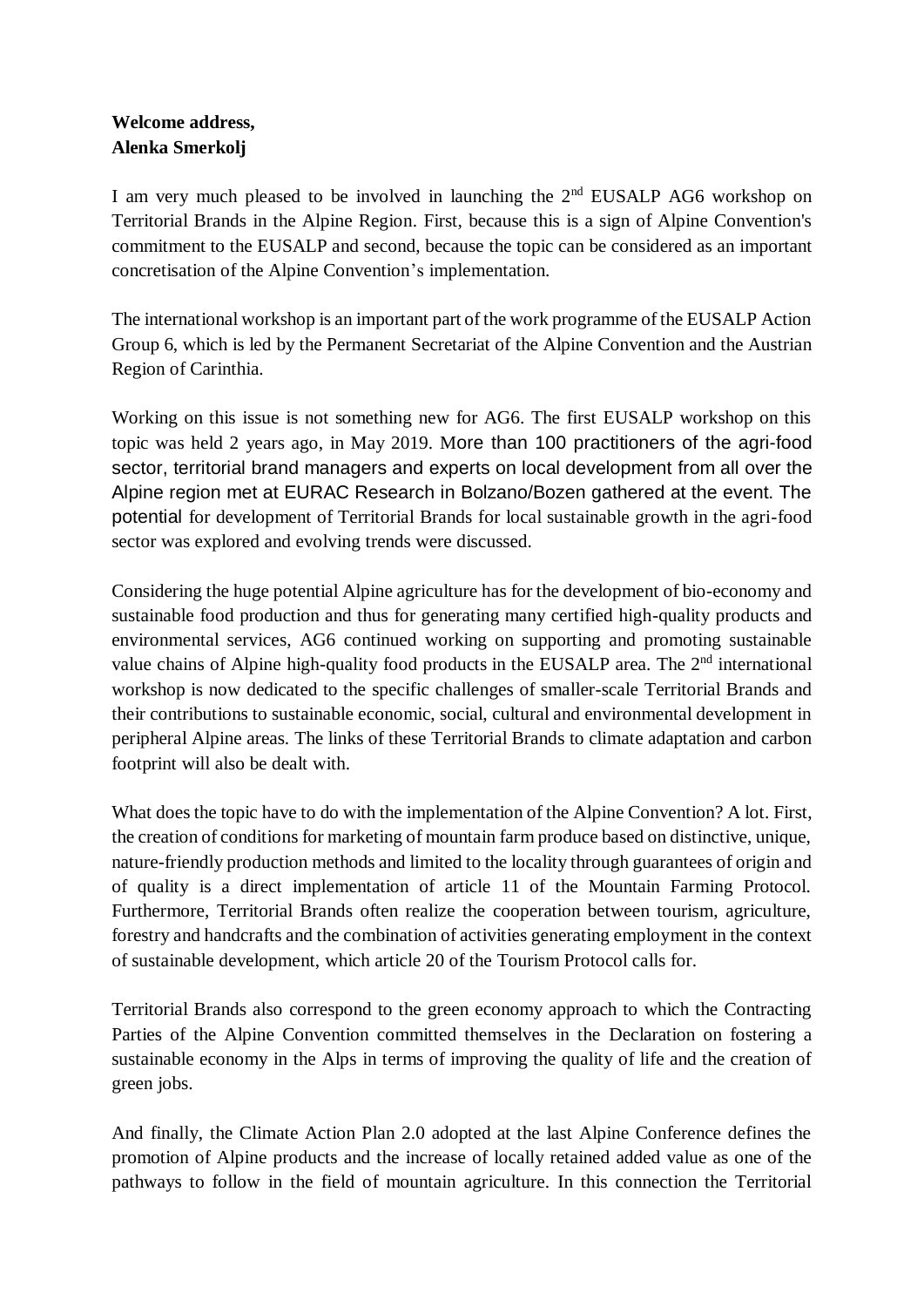**Welcome address,**
**Alenka Smerkolj**

I am very much pleased to be involved in launching the 2nd EUSALP AG6 workshop on Territorial Brands in the Alpine Region. First, because this is a sign of Alpine Convention's commitment to the EUSALP and second, because the topic can be considered as an important concretisation of the Alpine Convention's implementation.

The international workshop is an important part of the work programme of the EUSALP Action Group 6, which is led by the Permanent Secretariat of the Alpine Convention and the Austrian Region of Carinthia.

Working on this issue is not something new for AG6. The first EUSALP workshop on this topic was held 2 years ago, in May 2019. More than 100 practitioners of the agri-food sector, territorial brand managers and experts on local development from all over the Alpine region met at EURAC Research in Bolzano/Bozen gathered at the event. The potential for development of Territorial Brands for local sustainable growth in the agri-food sector was explored and evolving trends were discussed.

Considering the huge potential Alpine agriculture has for the development of bio-economy and sustainable food production and thus for generating many certified high-quality products and environmental services, AG6 continued working on supporting and promoting sustainable value chains of Alpine high-quality food products in the EUSALP area. The 2nd international workshop is now dedicated to the specific challenges of smaller-scale Territorial Brands and their contributions to sustainable economic, social, cultural and environmental development in peripheral Alpine areas. The links of these Territorial Brands to climate adaptation and carbon footprint will also be dealt with.

What does the topic have to do with the implementation of the Alpine Convention? A lot. First, the creation of conditions for marketing of mountain farm produce based on distinctive, unique, nature-friendly production methods and limited to the locality through guarantees of origin and of quality is a direct implementation of article 11 of the Mountain Farming Protocol. Furthermore, Territorial Brands often realize the cooperation between tourism, agriculture, forestry and handcrafts and the combination of activities generating employment in the context of sustainable development, which article 20 of the Tourism Protocol calls for.

Territorial Brands also correspond to the green economy approach to which the Contracting Parties of the Alpine Convention committed themselves in the Declaration on fostering a sustainable economy in the Alps in terms of improving the quality of life and the creation of green jobs.

And finally, the Climate Action Plan 2.0 adopted at the last Alpine Conference defines the promotion of Alpine products and the increase of locally retained added value as one of the pathways to follow in the field of mountain agriculture. In this connection the Territorial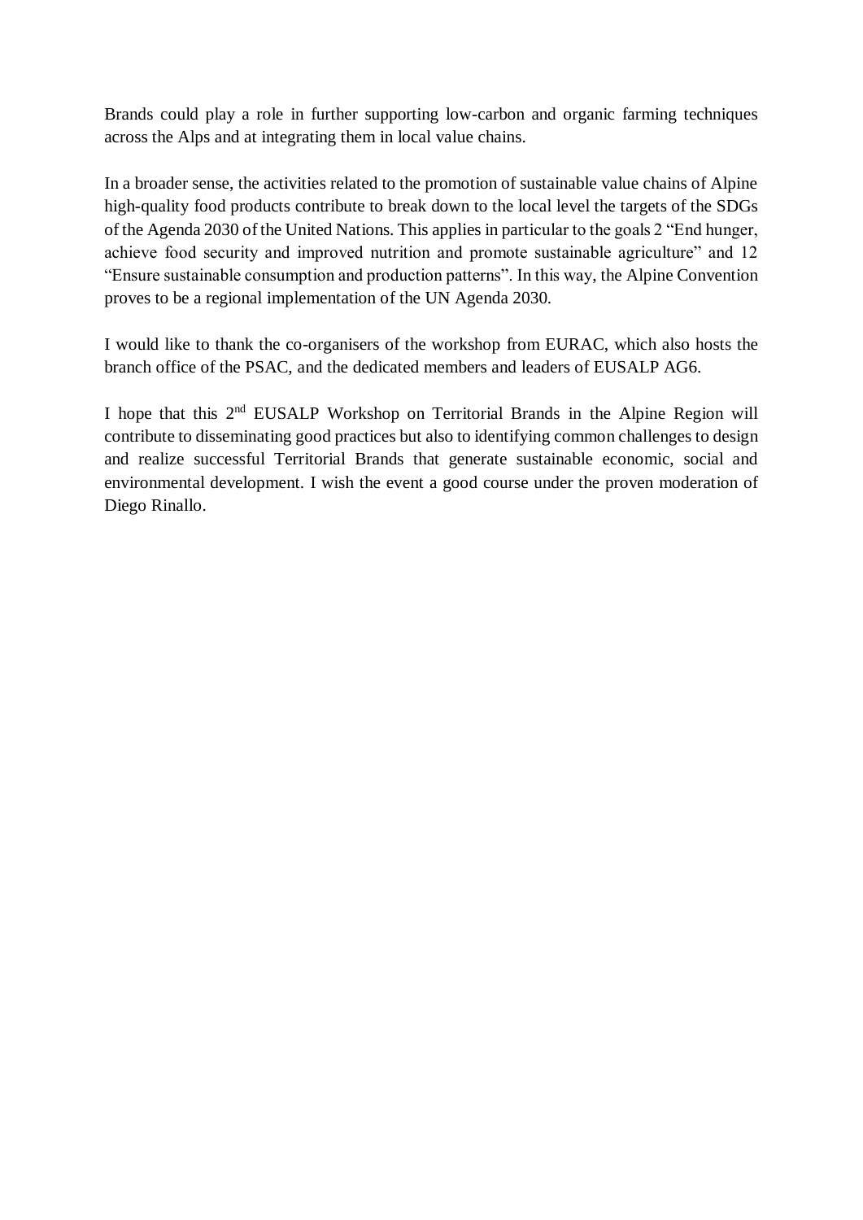Brands could play a role in further supporting low-carbon and organic farming techniques across the Alps and at integrating them in local value chains.

In a broader sense, the activities related to the promotion of sustainable value chains of Alpine high-quality food products contribute to break down to the local level the targets of the SDGs of the Agenda 2030 of the United Nations. This applies in particular to the goals 2 "End hunger, achieve food security and improved nutrition and promote sustainable agriculture" and 12 "Ensure sustainable consumption and production patterns". In this way, the Alpine Convention proves to be a regional implementation of the UN Agenda 2030.

I would like to thank the co-organisers of the workshop from EURAC, which also hosts the branch office of the PSAC, and the dedicated members and leaders of EUSALP AG6.

I hope that this 2nd EUSALP Workshop on Territorial Brands in the Alpine Region will contribute to disseminating good practices but also to identifying common challenges to design and realize successful Territorial Brands that generate sustainable economic, social and environmental development. I wish the event a good course under the proven moderation of Diego Rinallo.